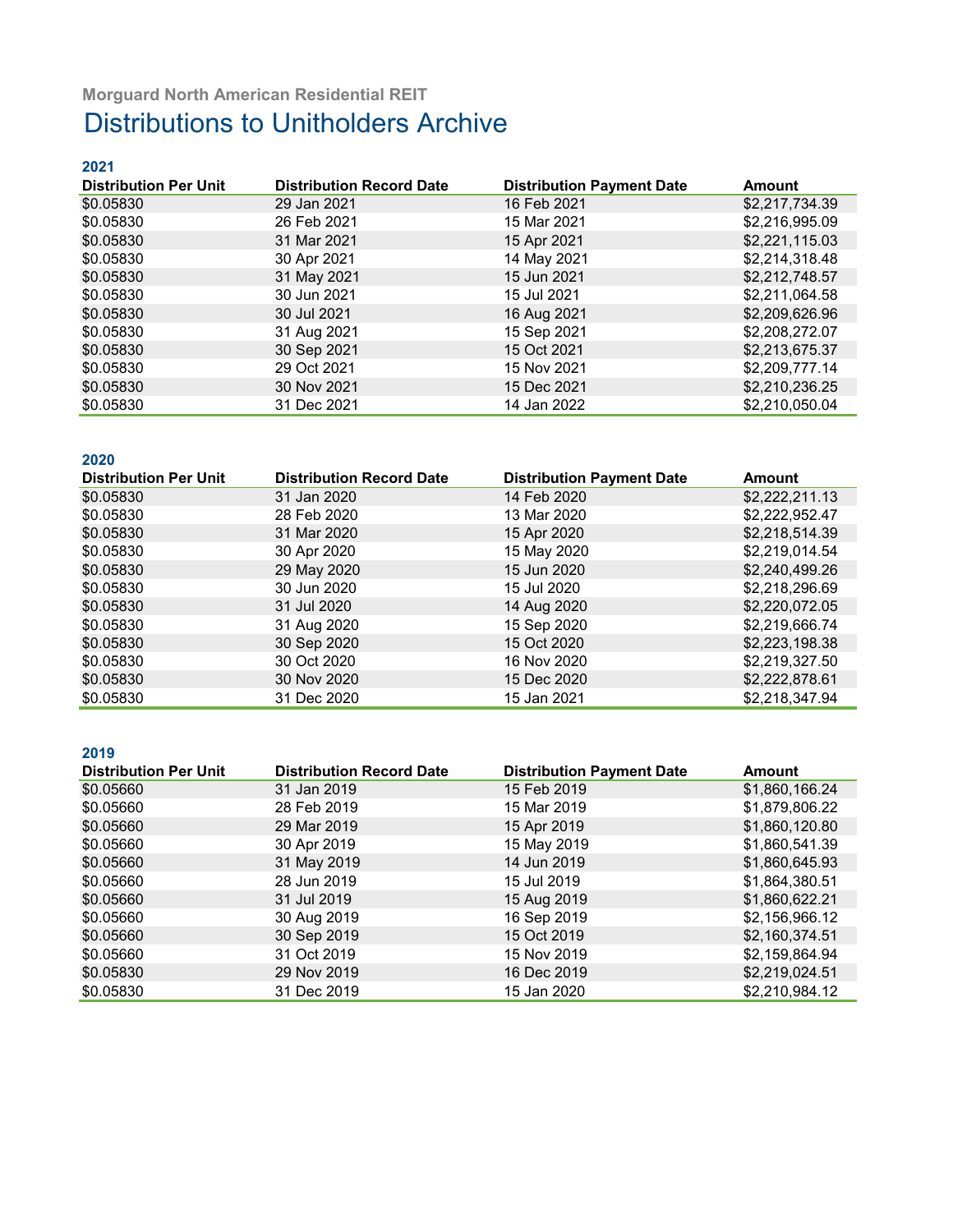Morguard North American Residential REIT

# Distributions to Unitholders Archive

### 2021

| Distribution Per Unit | Distribution Record Date | Distribution Payment Date | Amount |
|---|---|---|---|
| $0.05830 | 29 Jan 2021 | 16 Feb 2021 | $2,217,734.39 |
| $0.05830 | 26 Feb 2021 | 15 Mar 2021 | $2,216,995.09 |
| $0.05830 | 31 Mar 2021 | 15 Apr 2021 | $2,221,115.03 |
| $0.05830 | 30 Apr 2021 | 14 May 2021 | $2,214,318.48 |
| $0.05830 | 31 May 2021 | 15 Jun 2021 | $2,212,748.57 |
| $0.05830 | 30 Jun 2021 | 15 Jul 2021 | $2,211,064.58 |
| $0.05830 | 30 Jul 2021 | 16 Aug 2021 | $2,209,626.96 |
| $0.05830 | 31 Aug 2021 | 15 Sep 2021 | $2,208,272.07 |
| $0.05830 | 30 Sep 2021 | 15 Oct 2021 | $2,213,675.37 |
| $0.05830 | 29 Oct 2021 | 15 Nov 2021 | $2,209,777.14 |
| $0.05830 | 30 Nov 2021 | 15 Dec 2021 | $2,210,236.25 |
| $0.05830 | 31 Dec 2021 | 14 Jan 2022 | $2,210,050.04 |

### 2020

| Distribution Per Unit | Distribution Record Date | Distribution Payment Date | Amount |
|---|---|---|---|
| $0.05830 | 31 Jan 2020 | 14 Feb 2020 | $2,222,211.13 |
| $0.05830 | 28 Feb 2020 | 13 Mar 2020 | $2,222,952.47 |
| $0.05830 | 31 Mar 2020 | 15 Apr 2020 | $2,218,514.39 |
| $0.05830 | 30 Apr 2020 | 15 May 2020 | $2,219,014.54 |
| $0.05830 | 29 May 2020 | 15 Jun 2020 | $2,240,499.26 |
| $0.05830 | 30 Jun 2020 | 15 Jul 2020 | $2,218,296.69 |
| $0.05830 | 31 Jul 2020 | 14 Aug 2020 | $2,220,072.05 |
| $0.05830 | 31 Aug 2020 | 15 Sep 2020 | $2,219,666.74 |
| $0.05830 | 30 Sep 2020 | 15 Oct 2020 | $2,223,198.38 |
| $0.05830 | 30 Oct 2020 | 16 Nov 2020 | $2,219,327.50 |
| $0.05830 | 30 Nov 2020 | 15 Dec 2020 | $2,222,878.61 |
| $0.05830 | 31 Dec 2020 | 15 Jan 2021 | $2,218,347.94 |

### 2019

| Distribution Per Unit | Distribution Record Date | Distribution Payment Date | Amount |
|---|---|---|---|
| $0.05660 | 31 Jan 2019 | 15 Feb 2019 | $1,860,166.24 |
| $0.05660 | 28 Feb 2019 | 15 Mar 2019 | $1,879,806.22 |
| $0.05660 | 29 Mar 2019 | 15 Apr 2019 | $1,860,120.80 |
| $0.05660 | 30 Apr 2019 | 15 May 2019 | $1,860,541.39 |
| $0.05660 | 31 May 2019 | 14 Jun 2019 | $1,860,645.93 |
| $0.05660 | 28 Jun 2019 | 15 Jul 2019 | $1,864,380.51 |
| $0.05660 | 31 Jul 2019 | 15 Aug 2019 | $1,860,622.21 |
| $0.05660 | 30 Aug 2019 | 16 Sep 2019 | $2,156,966.12 |
| $0.05660 | 30 Sep 2019 | 15 Oct 2019 | $2,160,374.51 |
| $0.05660 | 31 Oct 2019 | 15 Nov 2019 | $2,159,864.94 |
| $0.05830 | 29 Nov 2019 | 16 Dec 2019 | $2,219,024.51 |
| $0.05830 | 31 Dec 2019 | 15 Jan 2020 | $2,210,984.12 |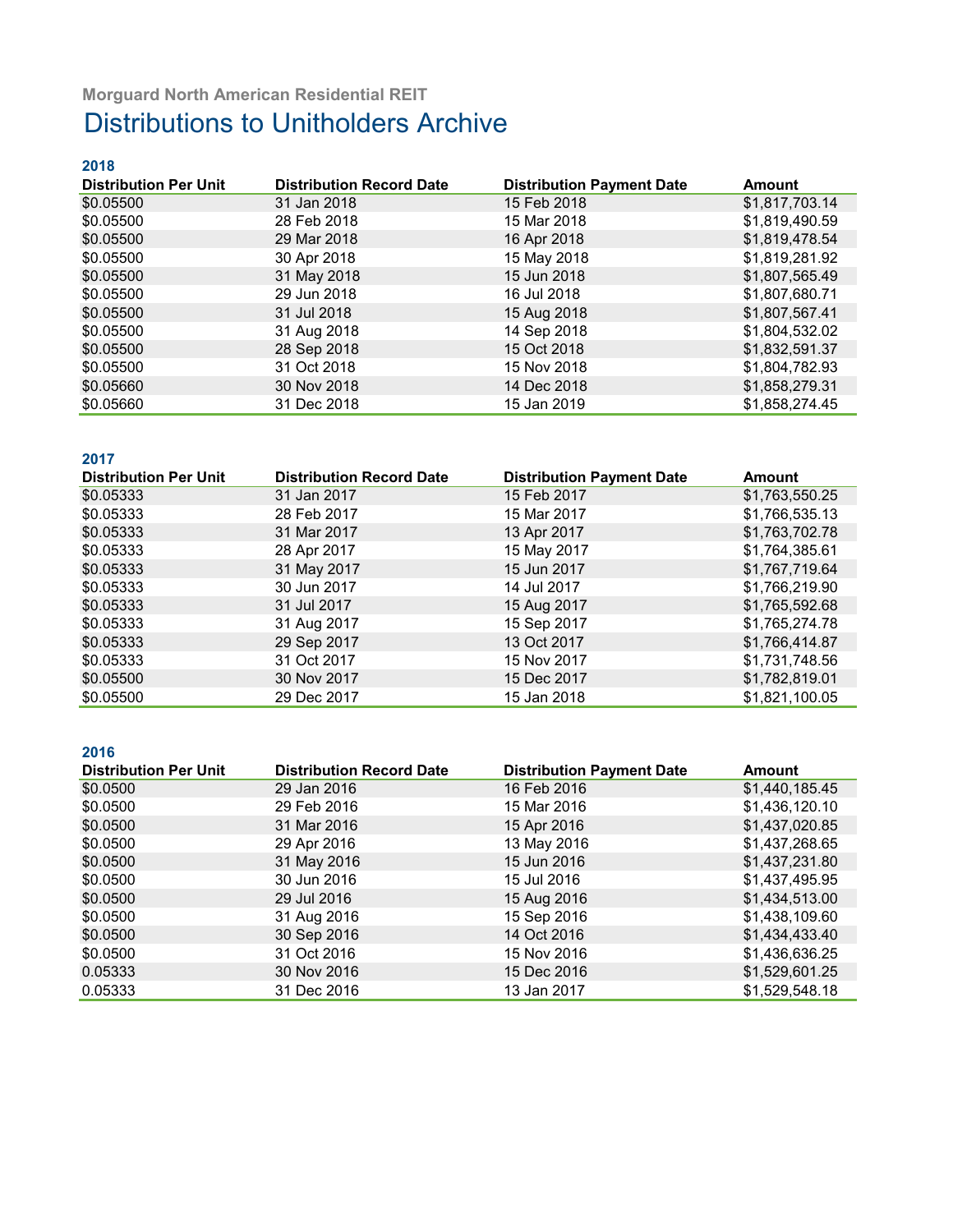Morguard North American Residential REIT

# Distributions to Unitholders Archive

### 2018

| Distribution Per Unit | Distribution Record Date | Distribution Payment Date | Amount |
|---|---|---|---|
| $0.05500 | 31 Jan 2018 | 15 Feb 2018 | $1,817,703.14 |
| $0.05500 | 28 Feb 2018 | 15 Mar 2018 | $1,819,490.59 |
| $0.05500 | 29 Mar 2018 | 16 Apr 2018 | $1,819,478.54 |
| $0.05500 | 30 Apr 2018 | 15 May 2018 | $1,819,281.92 |
| $0.05500 | 31 May 2018 | 15 Jun 2018 | $1,807,565.49 |
| $0.05500 | 29 Jun 2018 | 16 Jul 2018 | $1,807,680.71 |
| $0.05500 | 31 Jul 2018 | 15 Aug 2018 | $1,807,567.41 |
| $0.05500 | 31 Aug 2018 | 14 Sep 2018 | $1,804,532.02 |
| $0.05500 | 28 Sep 2018 | 15 Oct 2018 | $1,832,591.37 |
| $0.05500 | 31 Oct 2018 | 15 Nov 2018 | $1,804,782.93 |
| $0.05660 | 30 Nov 2018 | 14 Dec 2018 | $1,858,279.31 |
| $0.05660 | 31 Dec 2018 | 15 Jan 2019 | $1,858,274.45 |

### 2017

| Distribution Per Unit | Distribution Record Date | Distribution Payment Date | Amount |
|---|---|---|---|
| $0.05333 | 31 Jan 2017 | 15 Feb 2017 | $1,763,550.25 |
| $0.05333 | 28 Feb 2017 | 15 Mar 2017 | $1,766,535.13 |
| $0.05333 | 31 Mar 2017 | 13 Apr 2017 | $1,763,702.78 |
| $0.05333 | 28 Apr 2017 | 15 May 2017 | $1,764,385.61 |
| $0.05333 | 31 May 2017 | 15 Jun 2017 | $1,767,719.64 |
| $0.05333 | 30 Jun 2017 | 14 Jul 2017 | $1,766,219.90 |
| $0.05333 | 31 Jul 2017 | 15 Aug 2017 | $1,765,592.68 |
| $0.05333 | 31 Aug 2017 | 15 Sep 2017 | $1,765,274.78 |
| $0.05333 | 29 Sep 2017 | 13 Oct 2017 | $1,766,414.87 |
| $0.05333 | 31 Oct 2017 | 15 Nov 2017 | $1,731,748.56 |
| $0.05500 | 30 Nov 2017 | 15 Dec 2017 | $1,782,819.01 |
| $0.05500 | 29 Dec 2017 | 15 Jan 2018 | $1,821,100.05 |

### 2016

| Distribution Per Unit | Distribution Record Date | Distribution Payment Date | Amount |
|---|---|---|---|
| $0.0500 | 29 Jan 2016 | 16 Feb 2016 | $1,440,185.45 |
| $0.0500 | 29 Feb 2016 | 15 Mar 2016 | $1,436,120.10 |
| $0.0500 | 31 Mar 2016 | 15 Apr 2016 | $1,437,020.85 |
| $0.0500 | 29 Apr 2016 | 13 May 2016 | $1,437,268.65 |
| $0.0500 | 31 May 2016 | 15 Jun 2016 | $1,437,231.80 |
| $0.0500 | 30 Jun 2016 | 15 Jul 2016 | $1,437,495.95 |
| $0.0500 | 29 Jul 2016 | 15 Aug 2016 | $1,434,513.00 |
| $0.0500 | 31 Aug 2016 | 15 Sep 2016 | $1,438,109.60 |
| $0.0500 | 30 Sep 2016 | 14 Oct 2016 | $1,434,433.40 |
| $0.0500 | 31 Oct 2016 | 15 Nov 2016 | $1,436,636.25 |
| 0.05333 | 30 Nov 2016 | 15 Dec 2016 | $1,529,601.25 |
| 0.05333 | 31 Dec 2016 | 13 Jan 2017 | $1,529,548.18 |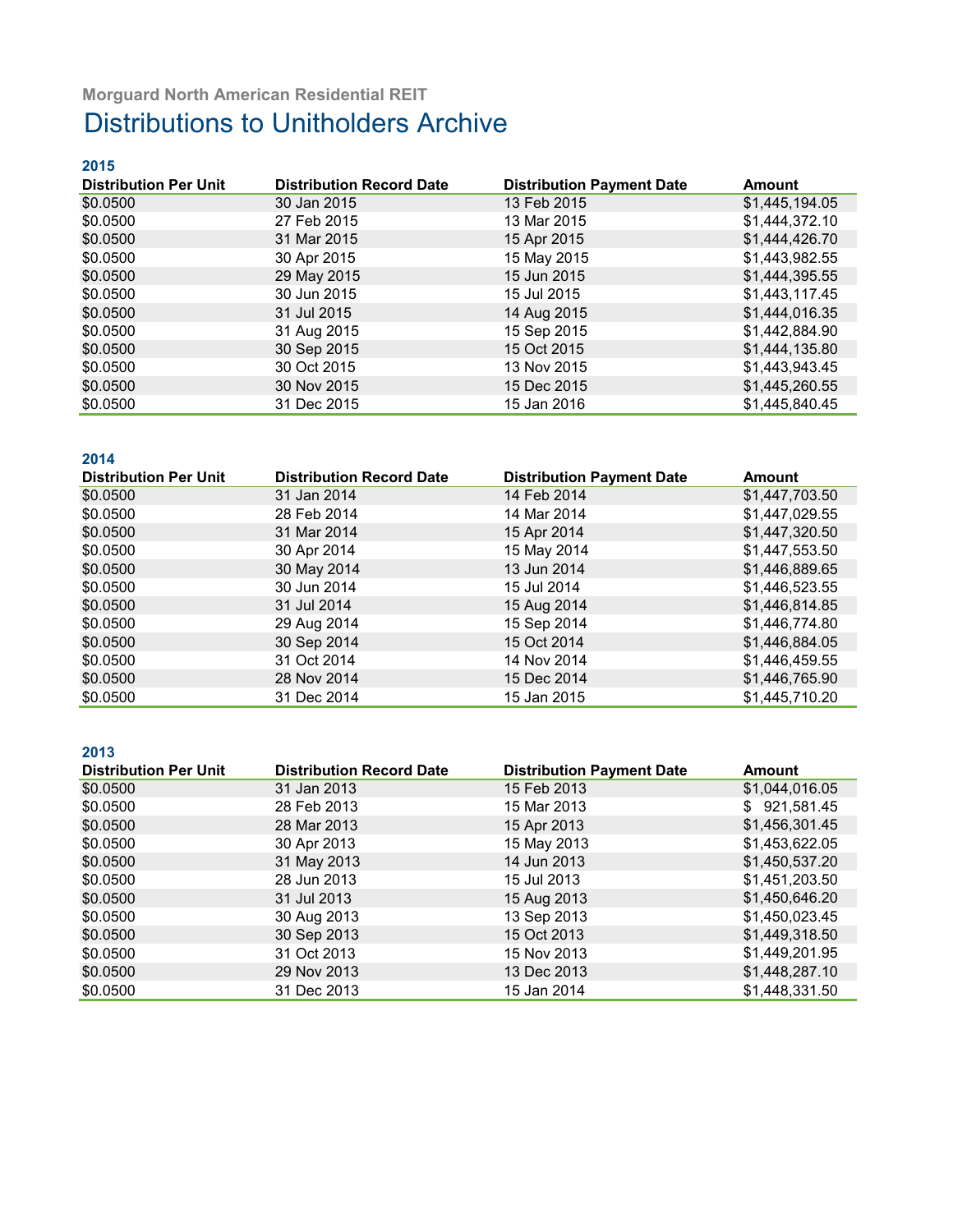Morguard North American Residential REIT

# Distributions to Unitholders Archive

### 2015

| Distribution Per Unit | Distribution Record Date | Distribution Payment Date | Amount |
|---|---|---|---|
| $0.0500 | 30 Jan 2015 | 13 Feb 2015 | $1,445,194.05 |
| $0.0500 | 27 Feb 2015 | 13 Mar 2015 | $1,444,372.10 |
| $0.0500 | 31 Mar 2015 | 15 Apr 2015 | $1,444,426.70 |
| $0.0500 | 30 Apr 2015 | 15 May 2015 | $1,443,982.55 |
| $0.0500 | 29 May 2015 | 15 Jun 2015 | $1,444,395.55 |
| $0.0500 | 30 Jun 2015 | 15 Jul 2015 | $1,443,117.45 |
| $0.0500 | 31 Jul 2015 | 14 Aug 2015 | $1,444,016.35 |
| $0.0500 | 31 Aug 2015 | 15 Sep 2015 | $1,442,884.90 |
| $0.0500 | 30 Sep 2015 | 15 Oct 2015 | $1,444,135.80 |
| $0.0500 | 30 Oct 2015 | 13 Nov 2015 | $1,443,943.45 |
| $0.0500 | 30 Nov 2015 | 15 Dec 2015 | $1,445,260.55 |
| $0.0500 | 31 Dec 2015 | 15 Jan 2016 | $1,445,840.45 |

### 2014

| Distribution Per Unit | Distribution Record Date | Distribution Payment Date | Amount |
|---|---|---|---|
| $0.0500 | 31 Jan 2014 | 14 Feb 2014 | $1,447,703.50 |
| $0.0500 | 28 Feb 2014 | 14 Mar 2014 | $1,447,029.55 |
| $0.0500 | 31 Mar 2014 | 15 Apr 2014 | $1,447,320.50 |
| $0.0500 | 30 Apr 2014 | 15 May 2014 | $1,447,553.50 |
| $0.0500 | 30 May 2014 | 13 Jun 2014 | $1,446,889.65 |
| $0.0500 | 30 Jun 2014 | 15 Jul 2014 | $1,446,523.55 |
| $0.0500 | 31 Jul 2014 | 15 Aug 2014 | $1,446,814.85 |
| $0.0500 | 29 Aug 2014 | 15 Sep 2014 | $1,446,774.80 |
| $0.0500 | 30 Sep 2014 | 15 Oct 2014 | $1,446,884.05 |
| $0.0500 | 31 Oct 2014 | 14 Nov 2014 | $1,446,459.55 |
| $0.0500 | 28 Nov 2014 | 15 Dec 2014 | $1,446,765.90 |
| $0.0500 | 31 Dec 2014 | 15 Jan 2015 | $1,445,710.20 |

### 2013

| Distribution Per Unit | Distribution Record Date | Distribution Payment Date | Amount |
|---|---|---|---|
| $0.0500 | 31 Jan 2013 | 15 Feb 2013 | $1,044,016.05 |
| $0.0500 | 28 Feb 2013 | 15 Mar 2013 | $ 921,581.45 |
| $0.0500 | 28 Mar 2013 | 15 Apr 2013 | $1,456,301.45 |
| $0.0500 | 30 Apr 2013 | 15 May 2013 | $1,453,622.05 |
| $0.0500 | 31 May 2013 | 14 Jun 2013 | $1,450,537.20 |
| $0.0500 | 28 Jun 2013 | 15 Jul 2013 | $1,451,203.50 |
| $0.0500 | 31 Jul 2013 | 15 Aug 2013 | $1,450,646.20 |
| $0.0500 | 30 Aug 2013 | 13 Sep 2013 | $1,450,023.45 |
| $0.0500 | 30 Sep 2013 | 15 Oct 2013 | $1,449,318.50 |
| $0.0500 | 31 Oct 2013 | 15 Nov 2013 | $1,449,201.95 |
| $0.0500 | 29 Nov 2013 | 13 Dec 2013 | $1,448,287.10 |
| $0.0500 | 31 Dec 2013 | 15 Jan 2014 | $1,448,331.50 |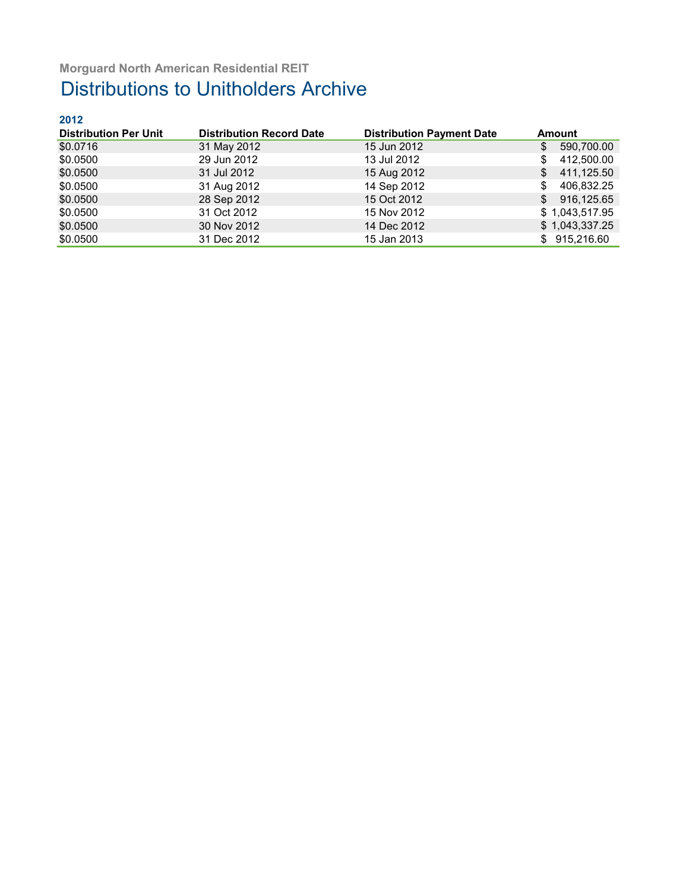Morguard North American Residential REIT

# Distributions to Unitholders Archive

### 2012

| Distribution Per Unit | Distribution Record Date | Distribution Payment Date | Amount |
|---|---|---|---|
| $0.0716 | 31 May 2012 | 15 Jun 2012 | $ 590,700.00 |
| $0.0500 | 29 Jun 2012 | 13 Jul 2012 | $ 412,500.00 |
| $0.0500 | 31 Jul 2012 | 15 Aug 2012 | $ 411,125.50 |
| $0.0500 | 31 Aug 2012 | 14 Sep 2012 | $ 406,832.25 |
| $0.0500 | 28 Sep 2012 | 15 Oct 2012 | $ 916,125.65 |
| $0.0500 | 31 Oct 2012 | 15 Nov 2012 | $ 1,043,517.95 |
| $0.0500 | 30 Nov 2012 | 14 Dec 2012 | $ 1,043,337.25 |
| $0.0500 | 31 Dec 2012 | 15 Jan 2013 | $ 915,216.60 |